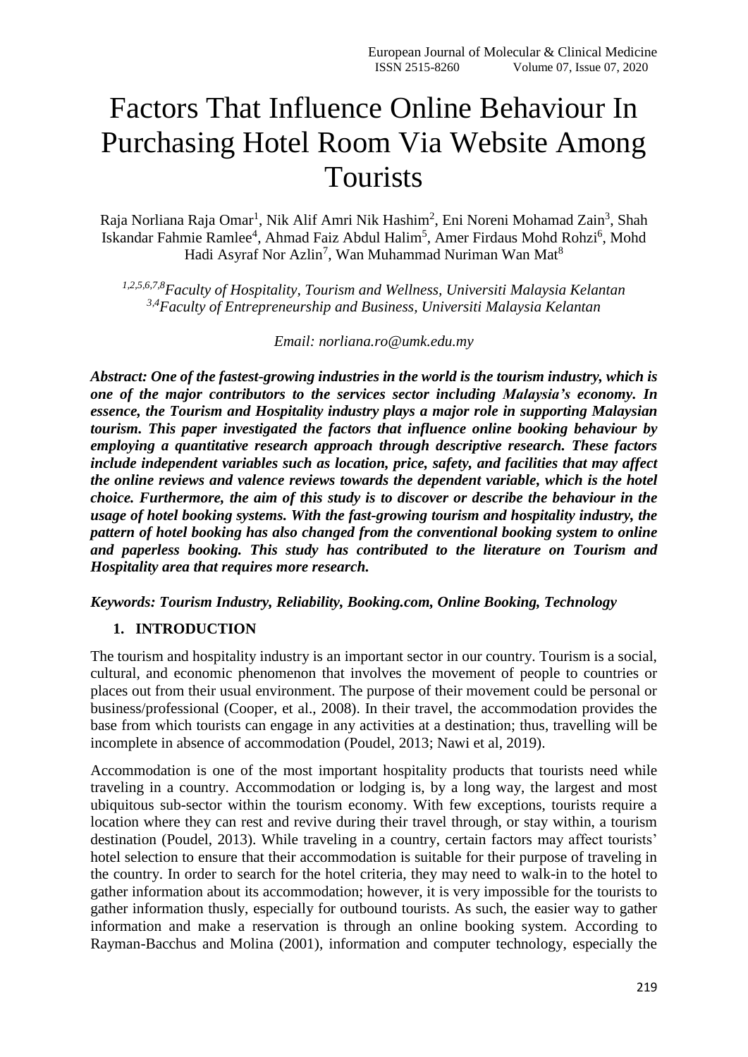# Factors That Influence Online Behaviour In Purchasing Hotel Room Via Website Among Tourists

Raja Norliana Raja Omar[1], Nik Alif Amri Nik Hashim[2], Eni Noreni Mohamad Zain[3], Shah Iskandar Fahmie Ramlee[4], Ahmad Faiz Abdul Halim[5], Amer Firdaus Mohd Rohzi[6], Mohd Hadi Asyraf Nor Azlin[7], Wan Muhammad Nuriman Wan Mat[8]

*[1,2,5,6,7,8]Faculty of Hospitality, Tourism and Wellness, Universiti Malaysia Kelantan*
*[3,4]Faculty of Entrepreneurship and Business, Universiti Malaysia Kelantan*

*Email: norliana.ro@umk.edu.my*

***Abstract: One of the fastest-growing industries in the world is the tourism industry, which is one of the major contributors to the services sector including Malaysia's economy. In essence, the Tourism and Hospitality industry plays a major role in supporting Malaysian tourism. This paper investigated the factors that influence online booking behaviour by employing a quantitative research approach through descriptive research. These factors include independent variables such as location, price, safety, and facilities that may affect the online reviews and valence reviews towards the dependent variable, which is the hotel choice. Furthermore, the aim of this study is to discover or describe the behaviour in the usage of hotel booking systems. With the fast-growing tourism and hospitality industry, the pattern of hotel booking has also changed from the conventional booking system to online and paperless booking. This study has contributed to the literature on Tourism and Hospitality area that requires more research.***

***Keywords: Tourism Industry, Reliability, Booking.com, Online Booking, Technology***

## 1. INTRODUCTION

The tourism and hospitality industry is an important sector in our country. Tourism is a social, cultural, and economic phenomenon that involves the movement of people to countries or places out from their usual environment. The purpose of their movement could be personal or business/professional (Cooper, et al., 2008). In their travel, the accommodation provides the base from which tourists can engage in any activities at a destination; thus, travelling will be incomplete in absence of accommodation (Poudel, 2013; Nawi et al, 2019).

Accommodation is one of the most important hospitality products that tourists need while traveling in a country. Accommodation or lodging is, by a long way, the largest and most ubiquitous sub-sector within the tourism economy. With few exceptions, tourists require a location where they can rest and revive during their travel through, or stay within, a tourism destination (Poudel, 2013). While traveling in a country, certain factors may affect tourists' hotel selection to ensure that their accommodation is suitable for their purpose of traveling in the country. In order to search for the hotel criteria, they may need to walk-in to the hotel to gather information about its accommodation; however, it is very impossible for the tourists to gather information thusly, especially for outbound tourists. As such, the easier way to gather information and make a reservation is through an online booking system. According to Rayman-Bacchus and Molina (2001), information and computer technology, especially the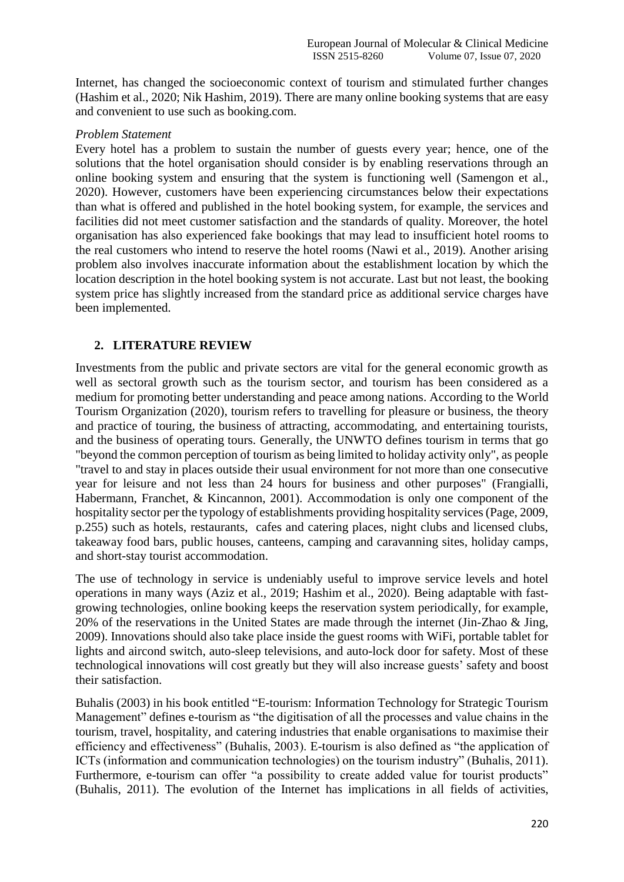Internet, has changed the socioeconomic context of tourism and stimulated further changes (Hashim et al., 2020; Nik Hashim, 2019). There are many online booking systems that are easy and convenient to use such as booking.com.

*Problem Statement*

Every hotel has a problem to sustain the number of guests every year; hence, one of the solutions that the hotel organisation should consider is by enabling reservations through an online booking system and ensuring that the system is functioning well (Samengon et al., 2020). However, customers have been experiencing circumstances below their expectations than what is offered and published in the hotel booking system, for example, the services and facilities did not meet customer satisfaction and the standards of quality. Moreover, the hotel organisation has also experienced fake bookings that may lead to insufficient hotel rooms to the real customers who intend to reserve the hotel rooms (Nawi et al., 2019). Another arising problem also involves inaccurate information about the establishment location by which the location description in the hotel booking system is not accurate. Last but not least, the booking system price has slightly increased from the standard price as additional service charges have been implemented.

## 2. LITERATURE REVIEW

Investments from the public and private sectors are vital for the general economic growth as well as sectoral growth such as the tourism sector, and tourism has been considered as a medium for promoting better understanding and peace among nations. According to the World Tourism Organization (2020), tourism refers to travelling for pleasure or business, the theory and practice of touring, the business of attracting, accommodating, and entertaining tourists, and the business of operating tours. Generally, the UNWTO defines tourism in terms that go "beyond the common perception of tourism as being limited to holiday activity only", as people "travel to and stay in places outside their usual environment for not more than one consecutive year for leisure and not less than 24 hours for business and other purposes" (Frangialli, Habermann, Franchet, & Kincannon, 2001). Accommodation is only one component of the hospitality sector per the typology of establishments providing hospitality services (Page, 2009, p.255) such as hotels, restaurants, cafes and catering places, night clubs and licensed clubs, takeaway food bars, public houses, canteens, camping and caravanning sites, holiday camps, and short-stay tourist accommodation.

The use of technology in service is undeniably useful to improve service levels and hotel operations in many ways (Aziz et al., 2019; Hashim et al., 2020). Being adaptable with fast-growing technologies, online booking keeps the reservation system periodically, for example, 20% of the reservations in the United States are made through the internet (Jin-Zhao & Jing, 2009). Innovations should also take place inside the guest rooms with WiFi, portable tablet for lights and aircond switch, auto-sleep televisions, and auto-lock door for safety. Most of these technological innovations will cost greatly but they will also increase guests' safety and boost their satisfaction.

Buhalis (2003) in his book entitled "E-tourism: Information Technology for Strategic Tourism Management" defines e-tourism as "the digitisation of all the processes and value chains in the tourism, travel, hospitality, and catering industries that enable organisations to maximise their efficiency and effectiveness" (Buhalis, 2003). E-tourism is also defined as "the application of ICTs (information and communication technologies) on the tourism industry" (Buhalis, 2011). Furthermore, e-tourism can offer "a possibility to create added value for tourist products" (Buhalis, 2011). The evolution of the Internet has implications in all fields of activities,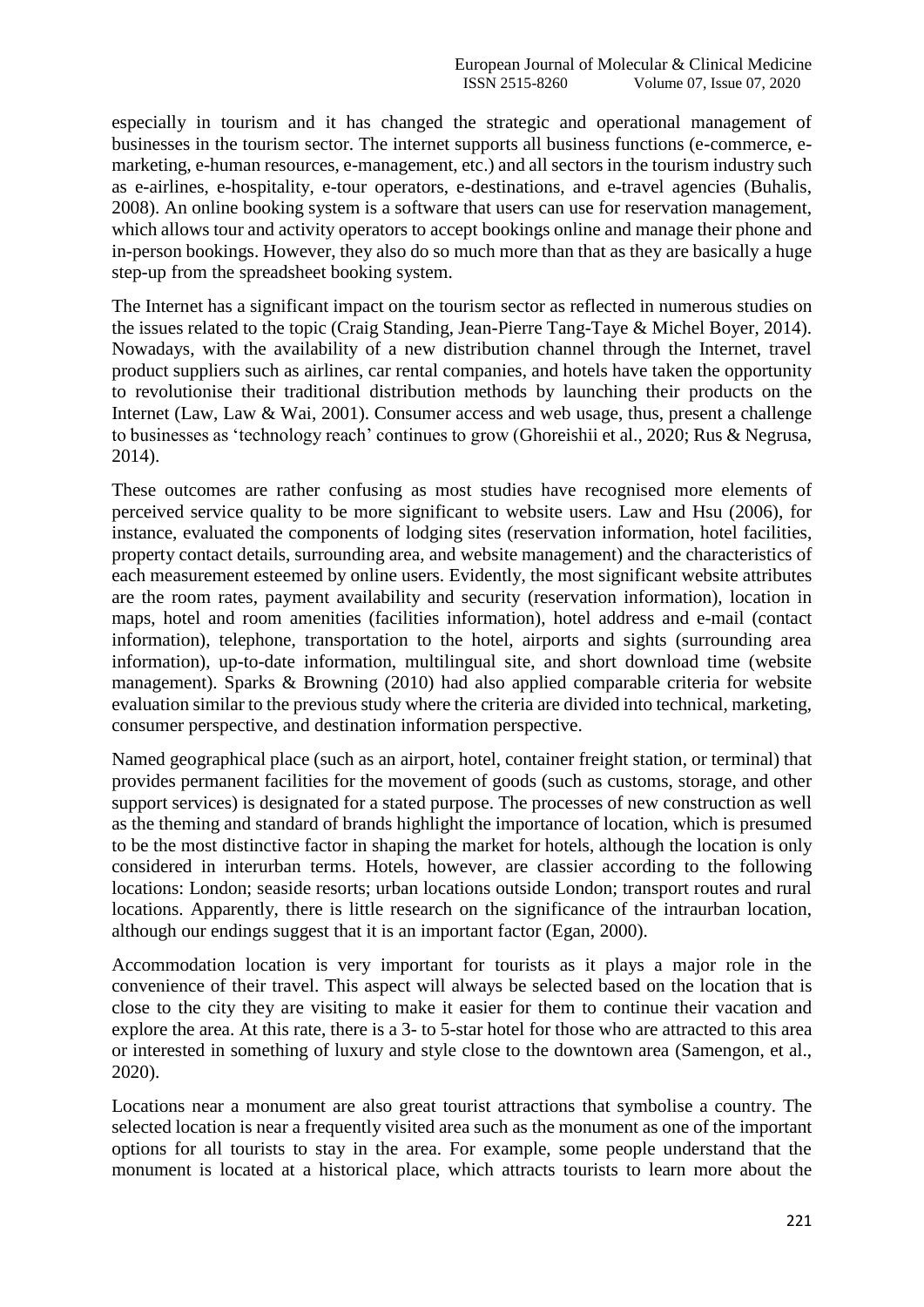especially in tourism and it has changed the strategic and operational management of businesses in the tourism sector. The internet supports all business functions (e-commerce, e-marketing, e-human resources, e-management, etc.) and all sectors in the tourism industry such as e-airlines, e-hospitality, e-tour operators, e-destinations, and e-travel agencies (Buhalis, 2008). An online booking system is a software that users can use for reservation management, which allows tour and activity operators to accept bookings online and manage their phone and in-person bookings. However, they also do so much more than that as they are basically a huge step-up from the spreadsheet booking system.

The Internet has a significant impact on the tourism sector as reflected in numerous studies on the issues related to the topic (Craig Standing, Jean-Pierre Tang-Taye & Michel Boyer, 2014). Nowadays, with the availability of a new distribution channel through the Internet, travel product suppliers such as airlines, car rental companies, and hotels have taken the opportunity to revolutionise their traditional distribution methods by launching their products on the Internet (Law, Law & Wai, 2001). Consumer access and web usage, thus, present a challenge to businesses as 'technology reach' continues to grow (Ghoreishii et al., 2020; Rus & Negrusa, 2014).

These outcomes are rather confusing as most studies have recognised more elements of perceived service quality to be more significant to website users. Law and Hsu (2006), for instance, evaluated the components of lodging sites (reservation information, hotel facilities, property contact details, surrounding area, and website management) and the characteristics of each measurement esteemed by online users. Evidently, the most significant website attributes are the room rates, payment availability and security (reservation information), location in maps, hotel and room amenities (facilities information), hotel address and e-mail (contact information), telephone, transportation to the hotel, airports and sights (surrounding area information), up-to-date information, multilingual site, and short download time (website management). Sparks & Browning (2010) had also applied comparable criteria for website evaluation similar to the previous study where the criteria are divided into technical, marketing, consumer perspective, and destination information perspective.

Named geographical place (such as an airport, hotel, container freight station, or terminal) that provides permanent facilities for the movement of goods (such as customs, storage, and other support services) is designated for a stated purpose. The processes of new construction as well as the theming and standard of brands highlight the importance of location, which is presumed to be the most distinctive factor in shaping the market for hotels, although the location is only considered in interurban terms. Hotels, however, are classier according to the following locations: London; seaside resorts; urban locations outside London; transport routes and rural locations. Apparently, there is little research on the significance of the intraurban location, although our endings suggest that it is an important factor (Egan, 2000).

Accommodation location is very important for tourists as it plays a major role in the convenience of their travel. This aspect will always be selected based on the location that is close to the city they are visiting to make it easier for them to continue their vacation and explore the area. At this rate, there is a 3- to 5-star hotel for those who are attracted to this area or interested in something of luxury and style close to the downtown area (Samengon, et al., 2020).

Locations near a monument are also great tourist attractions that symbolise a country. The selected location is near a frequently visited area such as the monument as one of the important options for all tourists to stay in the area. For example, some people understand that the monument is located at a historical place, which attracts tourists to learn more about the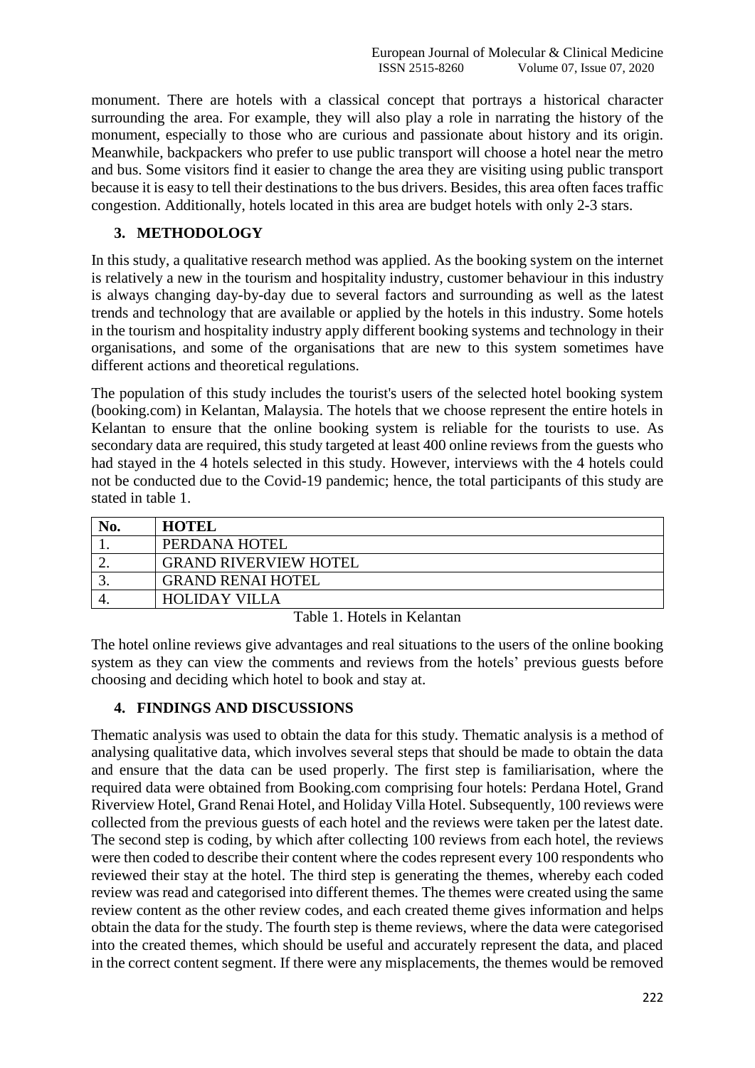monument. There are hotels with a classical concept that portrays a historical character surrounding the area. For example, they will also play a role in narrating the history of the monument, especially to those who are curious and passionate about history and its origin. Meanwhile, backpackers who prefer to use public transport will choose a hotel near the metro and bus. Some visitors find it easier to change the area they are visiting using public transport because it is easy to tell their destinations to the bus drivers. Besides, this area often faces traffic congestion. Additionally, hotels located in this area are budget hotels with only 2-3 stars.

## 3. METHODOLOGY

In this study, a qualitative research method was applied. As the booking system on the internet is relatively a new in the tourism and hospitality industry, customer behaviour in this industry is always changing day-by-day due to several factors and surrounding as well as the latest trends and technology that are available or applied by the hotels in this industry. Some hotels in the tourism and hospitality industry apply different booking systems and technology in their organisations, and some of the organisations that are new to this system sometimes have different actions and theoretical regulations.

The population of this study includes the tourist's users of the selected hotel booking system (booking.com) in Kelantan, Malaysia. The hotels that we choose represent the entire hotels in Kelantan to ensure that the online booking system is reliable for the tourists to use. As secondary data are required, this study targeted at least 400 online reviews from the guests who had stayed in the 4 hotels selected in this study. However, interviews with the 4 hotels could not be conducted due to the Covid-19 pandemic; hence, the total participants of this study are stated in table 1.

| No. | HOTEL |
|---|---|
| 1. | PERDANA HOTEL |
| 2. | GRAND RIVERVIEW HOTEL |
| 3. | GRAND RENAI HOTEL |
| 4. | HOLIDAY VILLA |

Table 1. Hotels in Kelantan

The hotel online reviews give advantages and real situations to the users of the online booking system as they can view the comments and reviews from the hotels' previous guests before choosing and deciding which hotel to book and stay at.

## 4. FINDINGS AND DISCUSSIONS

Thematic analysis was used to obtain the data for this study. Thematic analysis is a method of analysing qualitative data, which involves several steps that should be made to obtain the data and ensure that the data can be used properly. The first step is familiarisation, where the required data were obtained from Booking.com comprising four hotels: Perdana Hotel, Grand Riverview Hotel, Grand Renai Hotel, and Holiday Villa Hotel. Subsequently, 100 reviews were collected from the previous guests of each hotel and the reviews were taken per the latest date. The second step is coding, by which after collecting 100 reviews from each hotel, the reviews were then coded to describe their content where the codes represent every 100 respondents who reviewed their stay at the hotel. The third step is generating the themes, whereby each coded review was read and categorised into different themes. The themes were created using the same review content as the other review codes, and each created theme gives information and helps obtain the data for the study. The fourth step is theme reviews, where the data were categorised into the created themes, which should be useful and accurately represent the data, and placed in the correct content segment. If there were any misplacements, the themes would be removed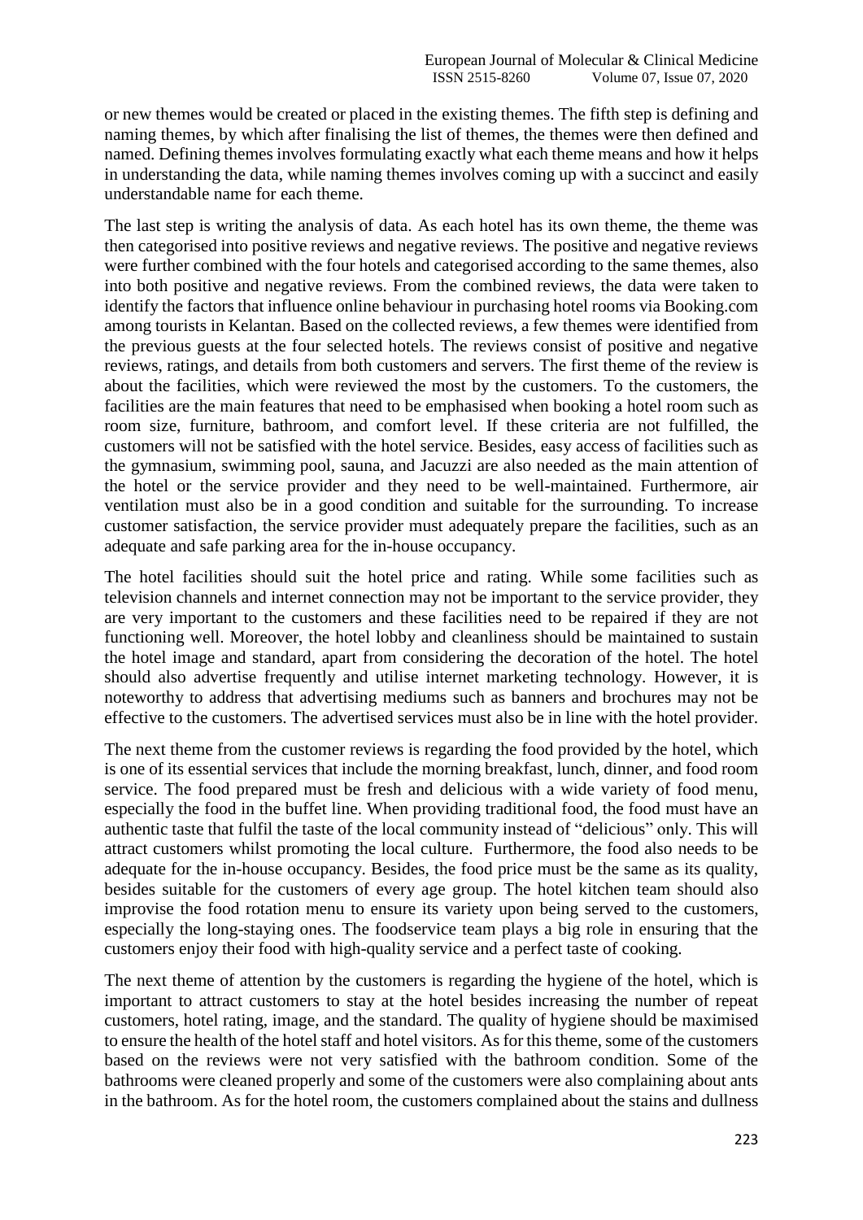or new themes would be created or placed in the existing themes. The fifth step is defining and naming themes, by which after finalising the list of themes, the themes were then defined and named. Defining themes involves formulating exactly what each theme means and how it helps in understanding the data, while naming themes involves coming up with a succinct and easily understandable name for each theme.

The last step is writing the analysis of data. As each hotel has its own theme, the theme was then categorised into positive reviews and negative reviews. The positive and negative reviews were further combined with the four hotels and categorised according to the same themes, also into both positive and negative reviews. From the combined reviews, the data were taken to identify the factors that influence online behaviour in purchasing hotel rooms via Booking.com among tourists in Kelantan. Based on the collected reviews, a few themes were identified from the previous guests at the four selected hotels. The reviews consist of positive and negative reviews, ratings, and details from both customers and servers. The first theme of the review is about the facilities, which were reviewed the most by the customers. To the customers, the facilities are the main features that need to be emphasised when booking a hotel room such as room size, furniture, bathroom, and comfort level. If these criteria are not fulfilled, the customers will not be satisfied with the hotel service. Besides, easy access of facilities such as the gymnasium, swimming pool, sauna, and Jacuzzi are also needed as the main attention of the hotel or the service provider and they need to be well-maintained. Furthermore, air ventilation must also be in a good condition and suitable for the surrounding. To increase customer satisfaction, the service provider must adequately prepare the facilities, such as an adequate and safe parking area for the in-house occupancy.

The hotel facilities should suit the hotel price and rating. While some facilities such as television channels and internet connection may not be important to the service provider, they are very important to the customers and these facilities need to be repaired if they are not functioning well. Moreover, the hotel lobby and cleanliness should be maintained to sustain the hotel image and standard, apart from considering the decoration of the hotel. The hotel should also advertise frequently and utilise internet marketing technology. However, it is noteworthy to address that advertising mediums such as banners and brochures may not be effective to the customers. The advertised services must also be in line with the hotel provider.

The next theme from the customer reviews is regarding the food provided by the hotel, which is one of its essential services that include the morning breakfast, lunch, dinner, and food room service. The food prepared must be fresh and delicious with a wide variety of food menu, especially the food in the buffet line. When providing traditional food, the food must have an authentic taste that fulfil the taste of the local community instead of "delicious" only. This will attract customers whilst promoting the local culture. Furthermore, the food also needs to be adequate for the in-house occupancy. Besides, the food price must be the same as its quality, besides suitable for the customers of every age group. The hotel kitchen team should also improvise the food rotation menu to ensure its variety upon being served to the customers, especially the long-staying ones. The foodservice team plays a big role in ensuring that the customers enjoy their food with high-quality service and a perfect taste of cooking.

The next theme of attention by the customers is regarding the hygiene of the hotel, which is important to attract customers to stay at the hotel besides increasing the number of repeat customers, hotel rating, image, and the standard. The quality of hygiene should be maximised to ensure the health of the hotel staff and hotel visitors. As for this theme, some of the customers based on the reviews were not very satisfied with the bathroom condition. Some of the bathrooms were cleaned properly and some of the customers were also complaining about ants in the bathroom. As for the hotel room, the customers complained about the stains and dullness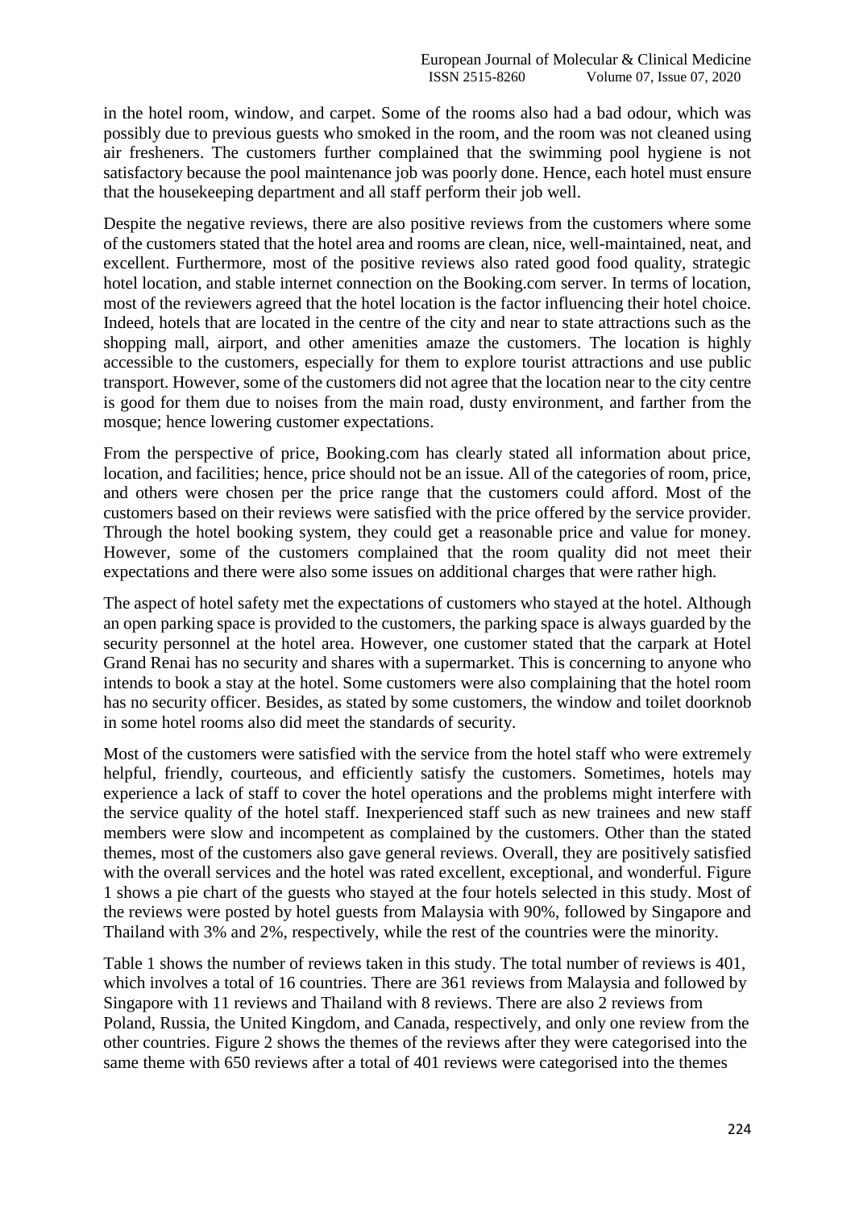in the hotel room, window, and carpet. Some of the rooms also had a bad odour, which was possibly due to previous guests who smoked in the room, and the room was not cleaned using air fresheners. The customers further complained that the swimming pool hygiene is not satisfactory because the pool maintenance job was poorly done. Hence, each hotel must ensure that the housekeeping department and all staff perform their job well.

Despite the negative reviews, there are also positive reviews from the customers where some of the customers stated that the hotel area and rooms are clean, nice, well-maintained, neat, and excellent. Furthermore, most of the positive reviews also rated good food quality, strategic hotel location, and stable internet connection on the Booking.com server. In terms of location, most of the reviewers agreed that the hotel location is the factor influencing their hotel choice. Indeed, hotels that are located in the centre of the city and near to state attractions such as the shopping mall, airport, and other amenities amaze the customers. The location is highly accessible to the customers, especially for them to explore tourist attractions and use public transport. However, some of the customers did not agree that the location near to the city centre is good for them due to noises from the main road, dusty environment, and farther from the mosque; hence lowering customer expectations.

From the perspective of price, Booking.com has clearly stated all information about price, location, and facilities; hence, price should not be an issue. All of the categories of room, price, and others were chosen per the price range that the customers could afford. Most of the customers based on their reviews were satisfied with the price offered by the service provider. Through the hotel booking system, they could get a reasonable price and value for money. However, some of the customers complained that the room quality did not meet their expectations and there were also some issues on additional charges that were rather high.

The aspect of hotel safety met the expectations of customers who stayed at the hotel. Although an open parking space is provided to the customers, the parking space is always guarded by the security personnel at the hotel area. However, one customer stated that the carpark at Hotel Grand Renai has no security and shares with a supermarket. This is concerning to anyone who intends to book a stay at the hotel. Some customers were also complaining that the hotel room has no security officer. Besides, as stated by some customers, the window and toilet doorknob in some hotel rooms also did meet the standards of security.

Most of the customers were satisfied with the service from the hotel staff who were extremely helpful, friendly, courteous, and efficiently satisfy the customers. Sometimes, hotels may experience a lack of staff to cover the hotel operations and the problems might interfere with the service quality of the hotel staff. Inexperienced staff such as new trainees and new staff members were slow and incompetent as complained by the customers. Other than the stated themes, most of the customers also gave general reviews. Overall, they are positively satisfied with the overall services and the hotel was rated excellent, exceptional, and wonderful. Figure 1 shows a pie chart of the guests who stayed at the four hotels selected in this study. Most of the reviews were posted by hotel guests from Malaysia with 90%, followed by Singapore and Thailand with 3% and 2%, respectively, while the rest of the countries were the minority.

Table 1 shows the number of reviews taken in this study. The total number of reviews is 401, which involves a total of 16 countries. There are 361 reviews from Malaysia and followed by Singapore with 11 reviews and Thailand with 8 reviews. There are also 2 reviews from Poland, Russia, the United Kingdom, and Canada, respectively, and only one review from the other countries. Figure 2 shows the themes of the reviews after they were categorised into the same theme with 650 reviews after a total of 401 reviews were categorised into the themes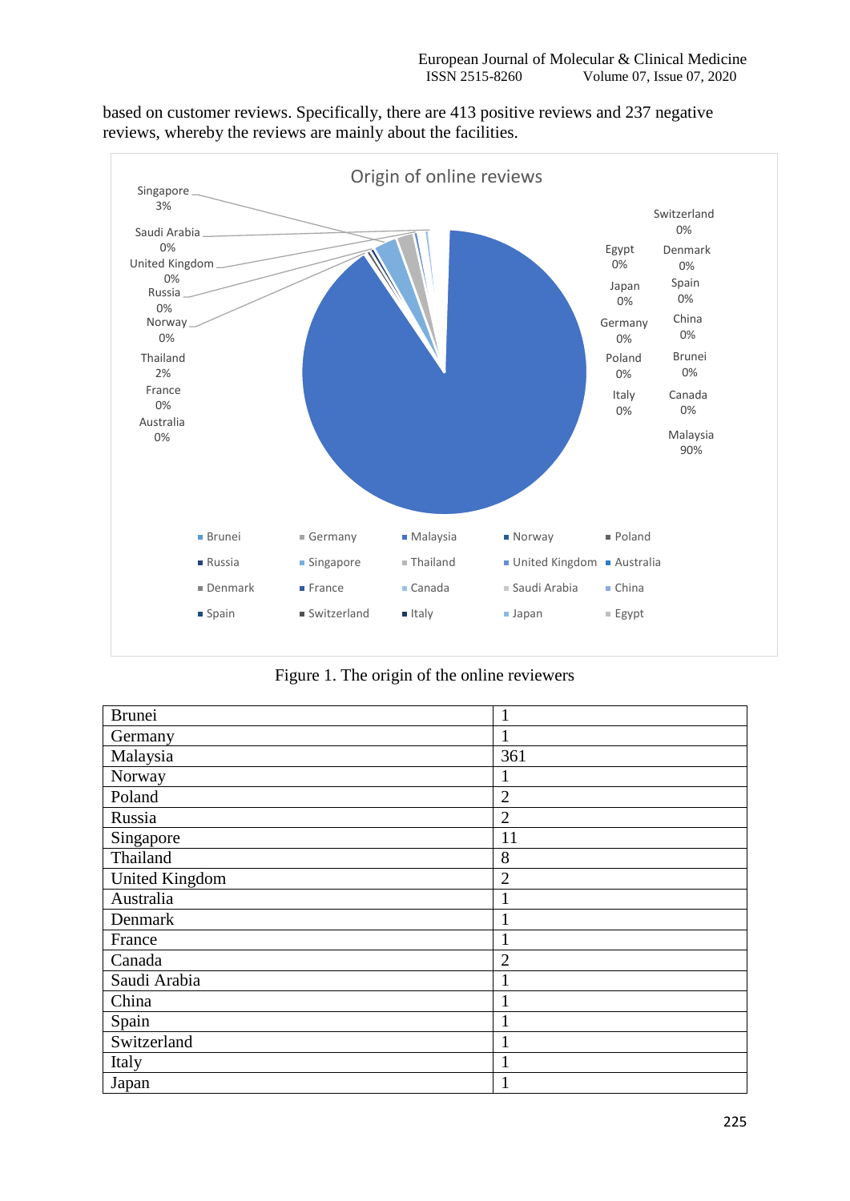based on customer reviews. Specifically, there are 413 positive reviews and 237 negative reviews, whereby the reviews are mainly about the facilities.

Figure 1. The origin of the online reviewers

| Brunei | 1 |
|---|---|
| Germany | 1 |
| Malaysia | 361 |
| Norway | 1 |
| Poland | 2 |
| Russia | 2 |
| Singapore | 11 |
| Thailand | 8 |
| United Kingdom | 2 |
| Australia | 1 |
| Denmark | 1 |
| France | 1 |
| Canada | 2 |
| Saudi Arabia | 1 |
| China | 1 |
| Spain | 1 |
| Switzerland | 1 |
| Italy | 1 |
| Japan | 1 |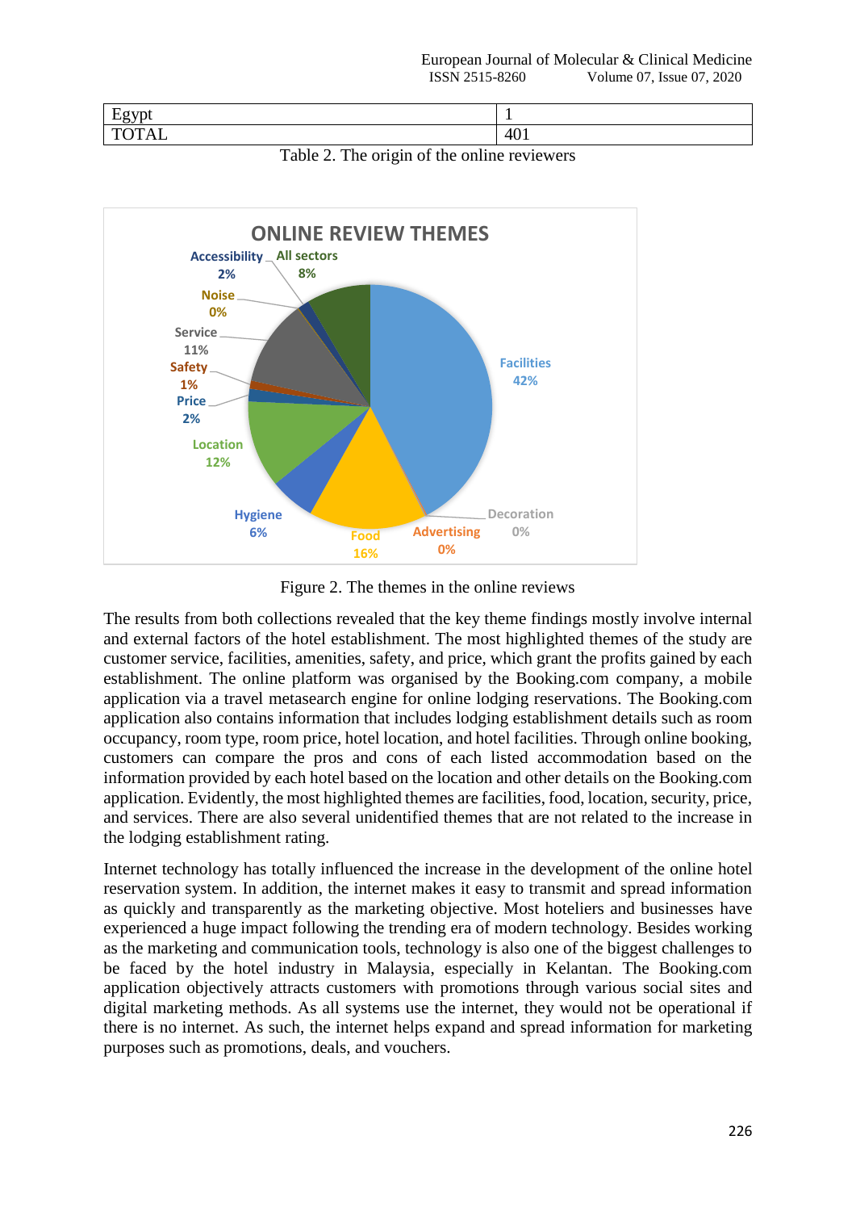| Egypt | 1 |
| --- | --- |
| TOTAL | 401 |

Table 2. The origin of the online reviewers

Figure 2. The themes in the online reviews

The results from both collections revealed that the key theme findings mostly involve internal and external factors of the hotel establishment. The most highlighted themes of the study are customer service, facilities, amenities, safety, and price, which grant the profits gained by each establishment. The online platform was organised by the Booking.com company, a mobile application via a travel metasearch engine for online lodging reservations. The Booking.com application also contains information that includes lodging establishment details such as room occupancy, room type, room price, hotel location, and hotel facilities. Through online booking, customers can compare the pros and cons of each listed accommodation based on the information provided by each hotel based on the location and other details on the Booking.com application. Evidently, the most highlighted themes are facilities, food, location, security, price, and services. There are also several unidentified themes that are not related to the increase in the lodging establishment rating.

Internet technology has totally influenced the increase in the development of the online hotel reservation system. In addition, the internet makes it easy to transmit and spread information as quickly and transparently as the marketing objective. Most hoteliers and businesses have experienced a huge impact following the trending era of modern technology. Besides working as the marketing and communication tools, technology is also one of the biggest challenges to be faced by the hotel industry in Malaysia, especially in Kelantan. The Booking.com application objectively attracts customers with promotions through various social sites and digital marketing methods. As all systems use the internet, they would not be operational if there is no internet. As such, the internet helps expand and spread information for marketing purposes such as promotions, deals, and vouchers.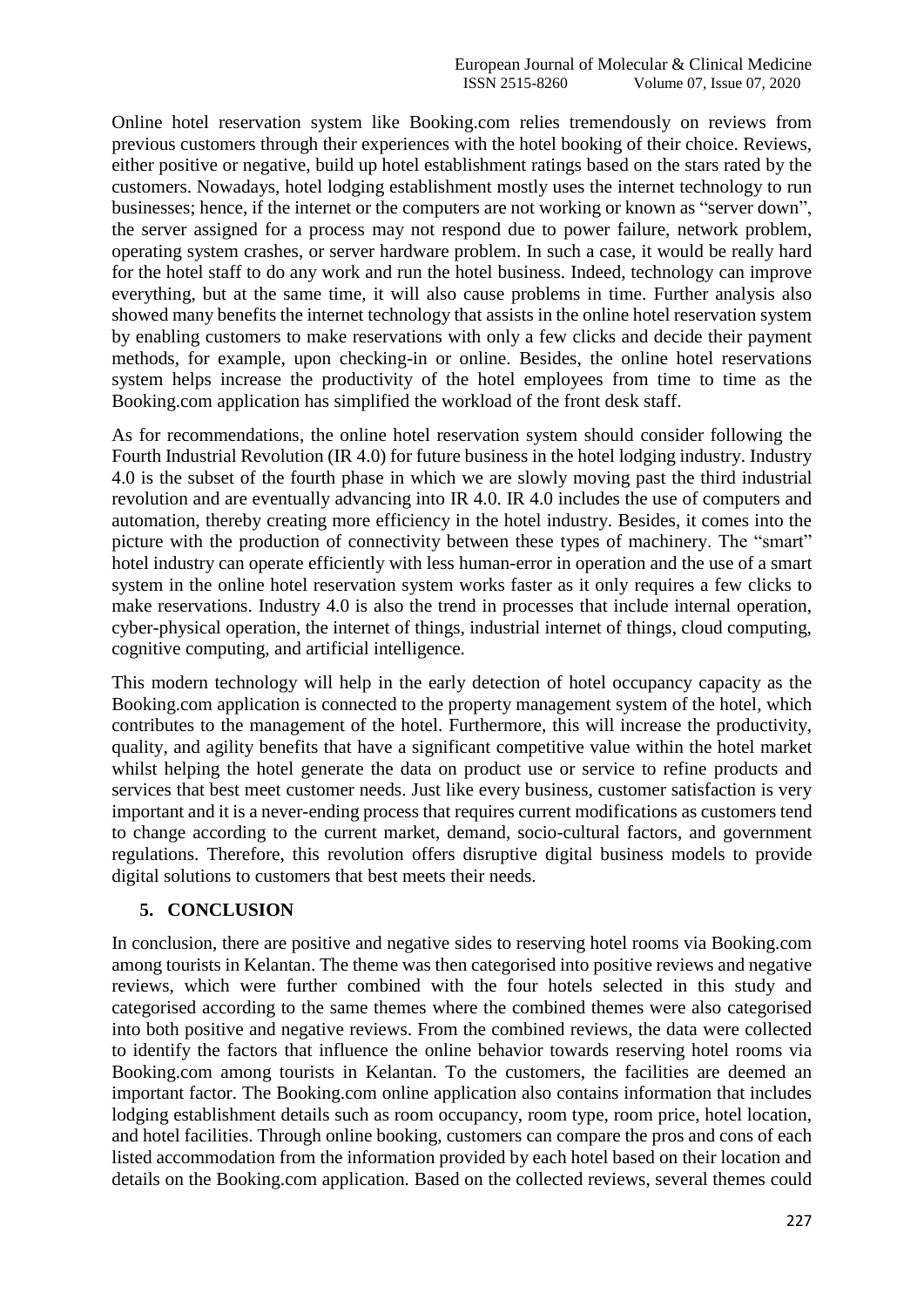Online hotel reservation system like Booking.com relies tremendously on reviews from previous customers through their experiences with the hotel booking of their choice. Reviews, either positive or negative, build up hotel establishment ratings based on the stars rated by the customers. Nowadays, hotel lodging establishment mostly uses the internet technology to run businesses; hence, if the internet or the computers are not working or known as "server down", the server assigned for a process may not respond due to power failure, network problem, operating system crashes, or server hardware problem. In such a case, it would be really hard for the hotel staff to do any work and run the hotel business. Indeed, technology can improve everything, but at the same time, it will also cause problems in time. Further analysis also showed many benefits the internet technology that assists in the online hotel reservation system by enabling customers to make reservations with only a few clicks and decide their payment methods, for example, upon checking-in or online. Besides, the online hotel reservations system helps increase the productivity of the hotel employees from time to time as the Booking.com application has simplified the workload of the front desk staff.

As for recommendations, the online hotel reservation system should consider following the Fourth Industrial Revolution (IR 4.0) for future business in the hotel lodging industry. Industry 4.0 is the subset of the fourth phase in which we are slowly moving past the third industrial revolution and are eventually advancing into IR 4.0. IR 4.0 includes the use of computers and automation, thereby creating more efficiency in the hotel industry. Besides, it comes into the picture with the production of connectivity between these types of machinery. The "smart" hotel industry can operate efficiently with less human-error in operation and the use of a smart system in the online hotel reservation system works faster as it only requires a few clicks to make reservations. Industry 4.0 is also the trend in processes that include internal operation, cyber-physical operation, the internet of things, industrial internet of things, cloud computing, cognitive computing, and artificial intelligence.

This modern technology will help in the early detection of hotel occupancy capacity as the Booking.com application is connected to the property management system of the hotel, which contributes to the management of the hotel. Furthermore, this will increase the productivity, quality, and agility benefits that have a significant competitive value within the hotel market whilst helping the hotel generate the data on product use or service to refine products and services that best meet customer needs. Just like every business, customer satisfaction is very important and it is a never-ending process that requires current modifications as customers tend to change according to the current market, demand, socio-cultural factors, and government regulations. Therefore, this revolution offers disruptive digital business models to provide digital solutions to customers that best meets their needs.

## 5. CONCLUSION

In conclusion, there are positive and negative sides to reserving hotel rooms via Booking.com among tourists in Kelantan. The theme was then categorised into positive reviews and negative reviews, which were further combined with the four hotels selected in this study and categorised according to the same themes where the combined themes were also categorised into both positive and negative reviews. From the combined reviews, the data were collected to identify the factors that influence the online behavior towards reserving hotel rooms via Booking.com among tourists in Kelantan. To the customers, the facilities are deemed an important factor. The Booking.com online application also contains information that includes lodging establishment details such as room occupancy, room type, room price, hotel location, and hotel facilities. Through online booking, customers can compare the pros and cons of each listed accommodation from the information provided by each hotel based on their location and details on the Booking.com application. Based on the collected reviews, several themes could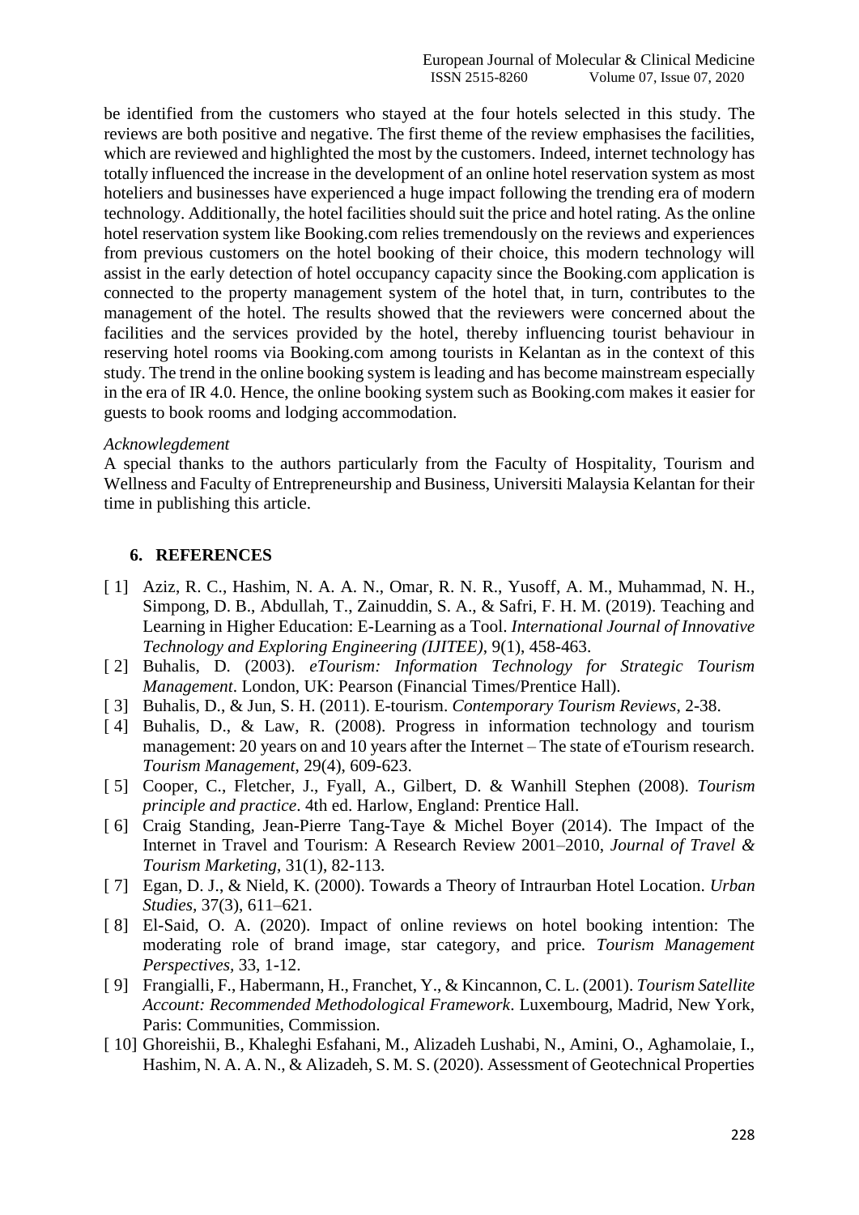be identified from the customers who stayed at the four hotels selected in this study. The reviews are both positive and negative. The first theme of the review emphasises the facilities, which are reviewed and highlighted the most by the customers. Indeed, internet technology has totally influenced the increase in the development of an online hotel reservation system as most hoteliers and businesses have experienced a huge impact following the trending era of modern technology. Additionally, the hotel facilities should suit the price and hotel rating. As the online hotel reservation system like Booking.com relies tremendously on the reviews and experiences from previous customers on the hotel booking of their choice, this modern technology will assist in the early detection of hotel occupancy capacity since the Booking.com application is connected to the property management system of the hotel that, in turn, contributes to the management of the hotel. The results showed that the reviewers were concerned about the facilities and the services provided by the hotel, thereby influencing tourist behaviour in reserving hotel rooms via Booking.com among tourists in Kelantan as in the context of this study. The trend in the online booking system is leading and has become mainstream especially in the era of IR 4.0. Hence, the online booking system such as Booking.com makes it easier for guests to book rooms and lodging accommodation.

*Acknowlegdement*

A special thanks to the authors particularly from the Faculty of Hospitality, Tourism and Wellness and Faculty of Entrepreneurship and Business, Universiti Malaysia Kelantan for their time in publishing this article.

## 6. REFERENCES

[ 1] Aziz, R. C., Hashim, N. A. A. N., Omar, R. N. R., Yusoff, A. M., Muhammad, N. H., Simpong, D. B., Abdullah, T., Zainuddin, S. A., & Safri, F. H. M. (2019). Teaching and Learning in Higher Education: E-Learning as a Tool. *International Journal of Innovative Technology and Exploring Engineering (IJITEE)*, 9(1), 458-463.

[ 2] Buhalis, D. (2003). *eTourism: Information Technology for Strategic Tourism Management*. London, UK: Pearson (Financial Times/Prentice Hall).

[ 3] Buhalis, D., & Jun, S. H. (2011). E-tourism. *Contemporary Tourism Reviews*, 2-38.

[ 4] Buhalis, D., & Law, R. (2008). Progress in information technology and tourism management: 20 years on and 10 years after the Internet – The state of eTourism research. *Tourism Management*, 29(4), 609-623.

[ 5] Cooper, C., Fletcher, J., Fyall, A., Gilbert, D. & Wanhill Stephen (2008). *Tourism principle and practice*. 4th ed. Harlow, England: Prentice Hall.

[ 6] Craig Standing, Jean-Pierre Tang-Taye & Michel Boyer (2014). The Impact of the Internet in Travel and Tourism: A Research Review 2001–2010, *Journal of Travel & Tourism Marketing*, 31(1), 82-113.

[ 7] Egan, D. J., & Nield, K. (2000). Towards a Theory of Intraurban Hotel Location. *Urban Studies*, 37(3), 611–621.

[ 8] El-Said, O. A. (2020). Impact of online reviews on hotel booking intention: The moderating role of brand image, star category, and price. *Tourism Management Perspectives*, 33, 1-12.

[ 9] Frangialli, F., Habermann, H., Franchet, Y., & Kincannon, C. L. (2001). *Tourism Satellite Account: Recommended Methodological Framework*. Luxembourg, Madrid, New York, Paris: Communities, Commission.

[ 10] Ghoreishii, B., Khaleghi Esfahani, M., Alizadeh Lushabi, N., Amini, O., Aghamolaie, I., Hashim, N. A. A. N., & Alizadeh, S. M. S. (2020). Assessment of Geotechnical Properties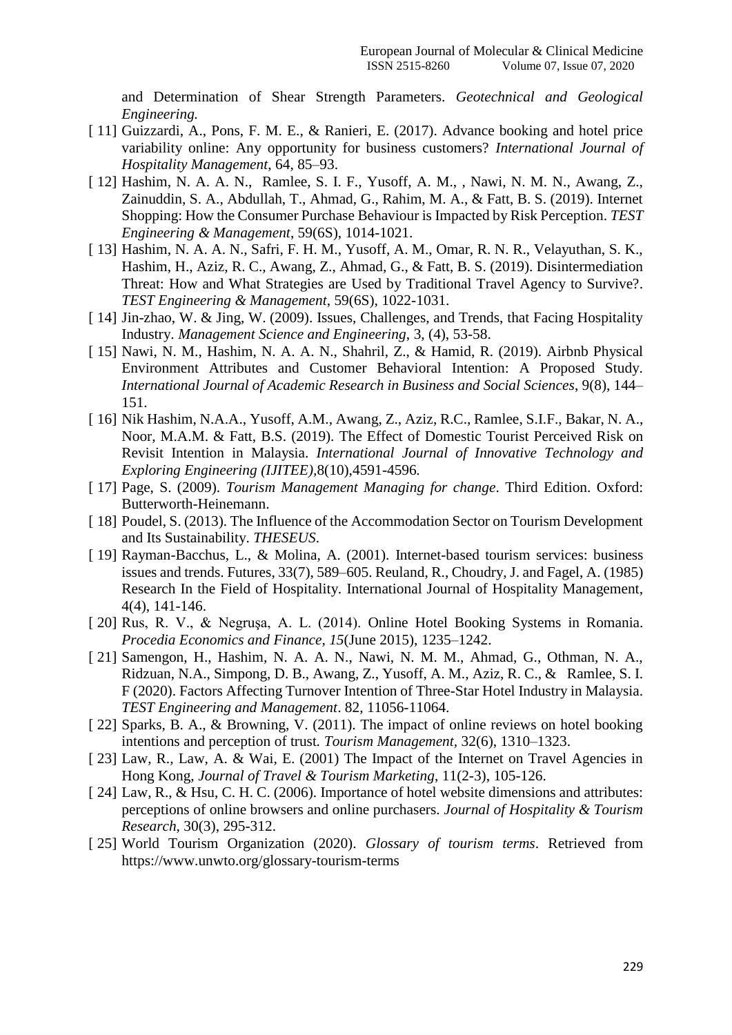and Determination of Shear Strength Parameters. *Geotechnical and Geological Engineering.*

[ 11] Guizzardi, A., Pons, F. M. E., & Ranieri, E. (2017). Advance booking and hotel price variability online: Any opportunity for business customers? *International Journal of Hospitality Management*, 64, 85–93.

[ 12] Hashim, N. A. A. N., Ramlee, S. I. F., Yusoff, A. M., , Nawi, N. M. N., Awang, Z., Zainuddin, S. A., Abdullah, T., Ahmad, G., Rahim, M. A., & Fatt, B. S. (2019). Internet Shopping: How the Consumer Purchase Behaviour is Impacted by Risk Perception. *TEST Engineering & Management*, 59(6S), 1014-1021.

[ 13] Hashim, N. A. A. N., Safri, F. H. M., Yusoff, A. M., Omar, R. N. R., Velayuthan, S. K., Hashim, H., Aziz, R. C., Awang, Z., Ahmad, G., & Fatt, B. S. (2019). Disintermediation Threat: How and What Strategies are Used by Traditional Travel Agency to Survive?. *TEST Engineering & Management*, 59(6S), 1022-1031.

[ 14] Jin-zhao, W. & Jing, W. (2009). Issues, Challenges, and Trends, that Facing Hospitality Industry. *Management Science and Engineering*, 3, (4), 53-58.

[ 15] Nawi, N. M., Hashim, N. A. A. N., Shahril, Z., & Hamid, R. (2019). Airbnb Physical Environment Attributes and Customer Behavioral Intention: A Proposed Study. *International Journal of Academic Research in Business and Social Sciences*, 9(8), 144–151.

[ 16] Nik Hashim, N.A.A., Yusoff, A.M., Awang, Z., Aziz, R.C., Ramlee, S.I.F., Bakar, N. A., Noor, M.A.M. & Fatt, B.S. (2019). The Effect of Domestic Tourist Perceived Risk on Revisit Intention in Malaysia. *International Journal of Innovative Technology and Exploring Engineering (IJITEE)*,8(10),4591-4596.

[ 17] Page, S. (2009). *Tourism Management Managing for change*. Third Edition. Oxford: Butterworth-Heinemann.

[ 18] Poudel, S. (2013). The Influence of the Accommodation Sector on Tourism Development and Its Sustainability. *THESEUS*.

[ 19] Rayman-Bacchus, L., & Molina, A. (2001). Internet-based tourism services: business issues and trends. Futures, 33(7), 589–605. Reuland, R., Choudry, J. and Fagel, A. (1985) Research In the Field of Hospitality. International Journal of Hospitality Management, 4(4), 141-146.

[ 20] Rus, R. V., & Negruşa, A. L. (2014). Online Hotel Booking Systems in Romania. *Procedia Economics and Finance*, *15*(June 2015), 1235–1242.

[ 21] Samengon, H., Hashim, N. A. A. N., Nawi, N. M. M., Ahmad, G., Othman, N. A., Ridzuan, N.A., Simpong, D. B., Awang, Z., Yusoff, A. M., Aziz, R. C., & Ramlee, S. I. F (2020). Factors Affecting Turnover Intention of Three-Star Hotel Industry in Malaysia. *TEST Engineering and Management*. 82, 11056-11064.

[ 22] Sparks, B. A., & Browning, V. (2011). The impact of online reviews on hotel booking intentions and perception of trust. *Tourism Management*, 32(6), 1310–1323.

[ 23] Law, R., Law, A. & Wai, E. (2001) The Impact of the Internet on Travel Agencies in Hong Kong, *Journal of Travel & Tourism Marketing*, 11(2-3), 105-126.

[ 24] Law, R., & Hsu, C. H. C. (2006). Importance of hotel website dimensions and attributes: perceptions of online browsers and online purchasers. *Journal of Hospitality & Tourism Research*, 30(3), 295-312.

[ 25] World Tourism Organization (2020). *Glossary of tourism terms*. Retrieved from https://www.unwto.org/glossary-tourism-terms